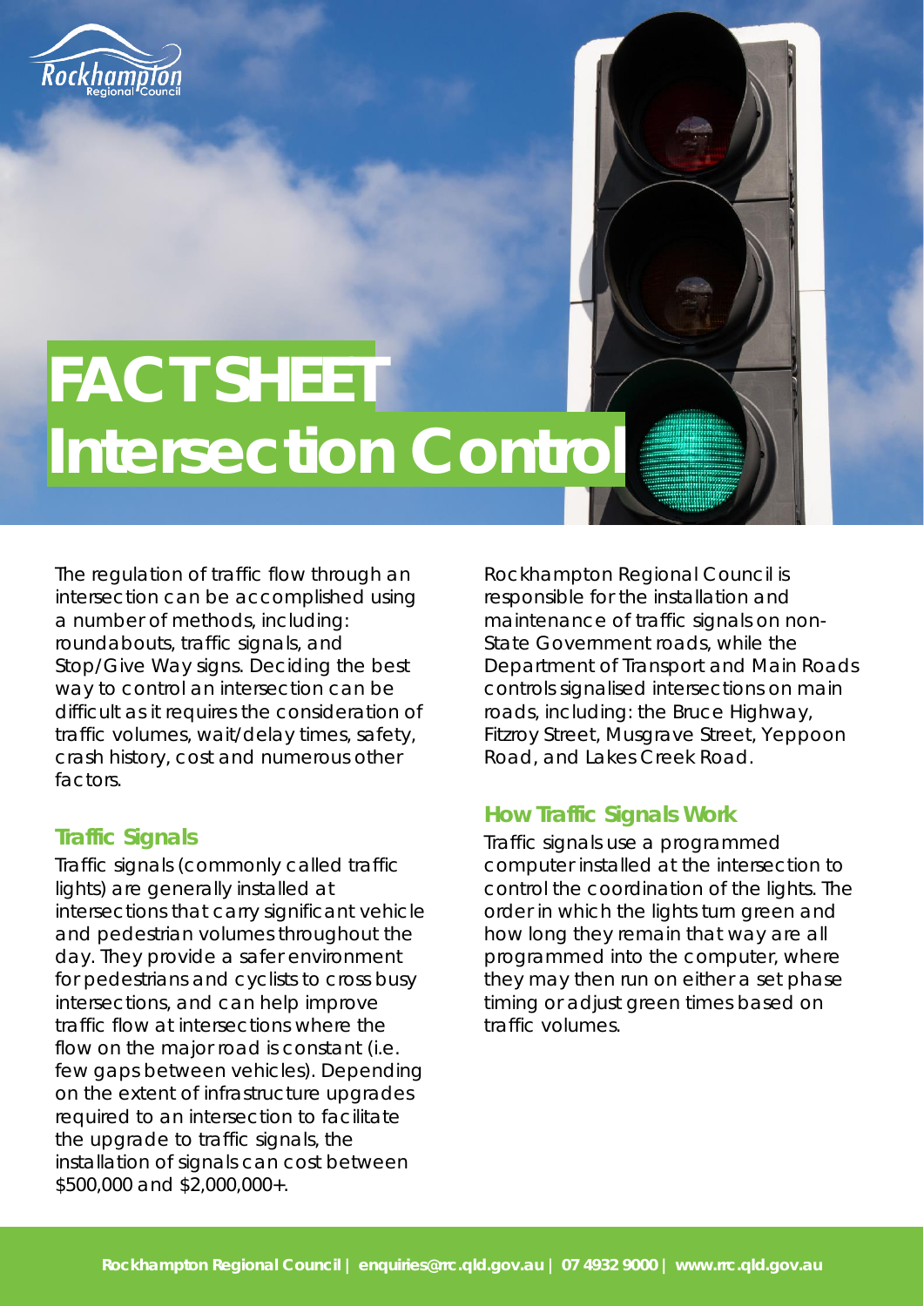# FACT SHEET Intersection Control

The regulation of traffic flow through an intersection can be accomplished using a number of methods, including: roundabouts, traffic signals, and Stop/Give Way signs. Deciding the best way to control an intersection can be difficult as it requires the consideration of traffic volumes, wait/delay times, safety, crash history, cost and numerous other factors.

## Traffic Signals

Traffic signals (commonly called traffic lights) are generally installed at intersections that carry significant vehicle and pedestrian volumes throughout the day. They provide a safer environment for pedestrians and cyclists to cross busy intersections, and can help improve traffic flow at intersections where the flow on the major road is constant (i.e. few gaps between vehicles). Depending on the extent of infrastructure upgrades required to an intersection to facilitate the upgrade to traffic signals, the installation of signals can cost between $500,000 and $2,000,000+.

Rockhampton Regional Council is responsible for the installation and maintenance of traffic signals on non-State Government roads, while the Department of Transport and Main Roads controls signalised intersections on main roads, including: the Bruce Highway, Fitzroy Street, Musgrave Street, Yeppoon Road, and Lakes Creek Road.

## How Traffic Signals Work

Traffic signals use a programmed computer installed at the intersection to control the coordination of the lights. The order in which the lights turn green and how long they remain that way are all programmed into the computer, where they may then run on either a set phase timing or adjust green times based on traffic volumes.

**Rockhampton Regional Council | enquiries@rrc.qld.gov.au | 07 4932 9000 | www.rrc.qld.gov.au**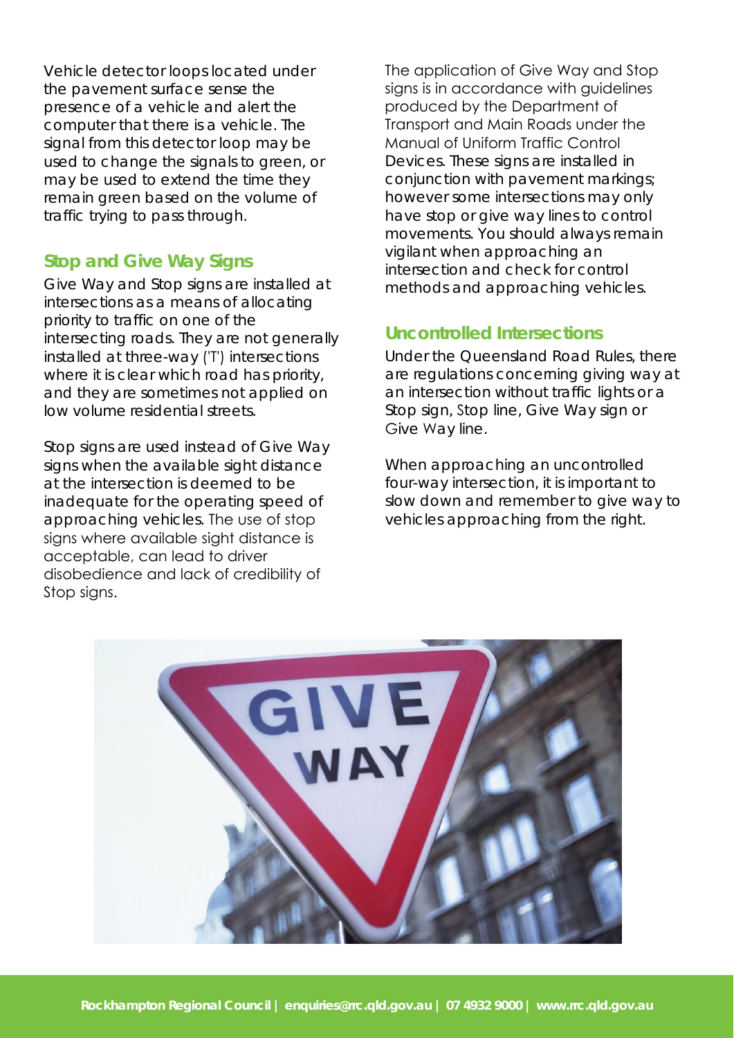Vehicle detector loops located under the pavement surface sense the presence of a vehicle and alert the computer that there is a vehicle. The signal from this detector loop may be used to change the signals to green, or may be used to extend the time they remain green based on the volume of traffic trying to pass through.

## Stop and Give Way Signs

Give Way and Stop signs are installed at intersections as a means of allocating priority to traffic on one of the intersecting roads. They are not generally installed at three-way ('T') intersections where it is clear which road has priority, and they are sometimes not applied on low volume residential streets.

Stop signs are used instead of Give Way signs when the available sight distance at the intersection is deemed to be inadequate for the operating speed of approaching vehicles. The use of stop signs where available sight distance is acceptable, can lead to driver disobedience and lack of credibility of Stop signs.

The application of Give Way and Stop signs is in accordance with guidelines produced by the Department of Transport and Main Roads under the Manual of Uniform Traffic Control Devices. These signs are installed in conjunction with pavement markings; however some intersections may only have stop or give way lines to control movements. You should always remain vigilant when approaching an intersection and check for control methods and approaching vehicles.

## Uncontrolled Intersections

Under the Queensland Road Rules, there are regulations concerning giving way at an intersection without traffic lights or a Stop sign, Stop line, Give Way sign or Give Way line.

When approaching an uncontrolled four-way intersection, it is important to slow down and remember to give way to vehicles approaching from the right.